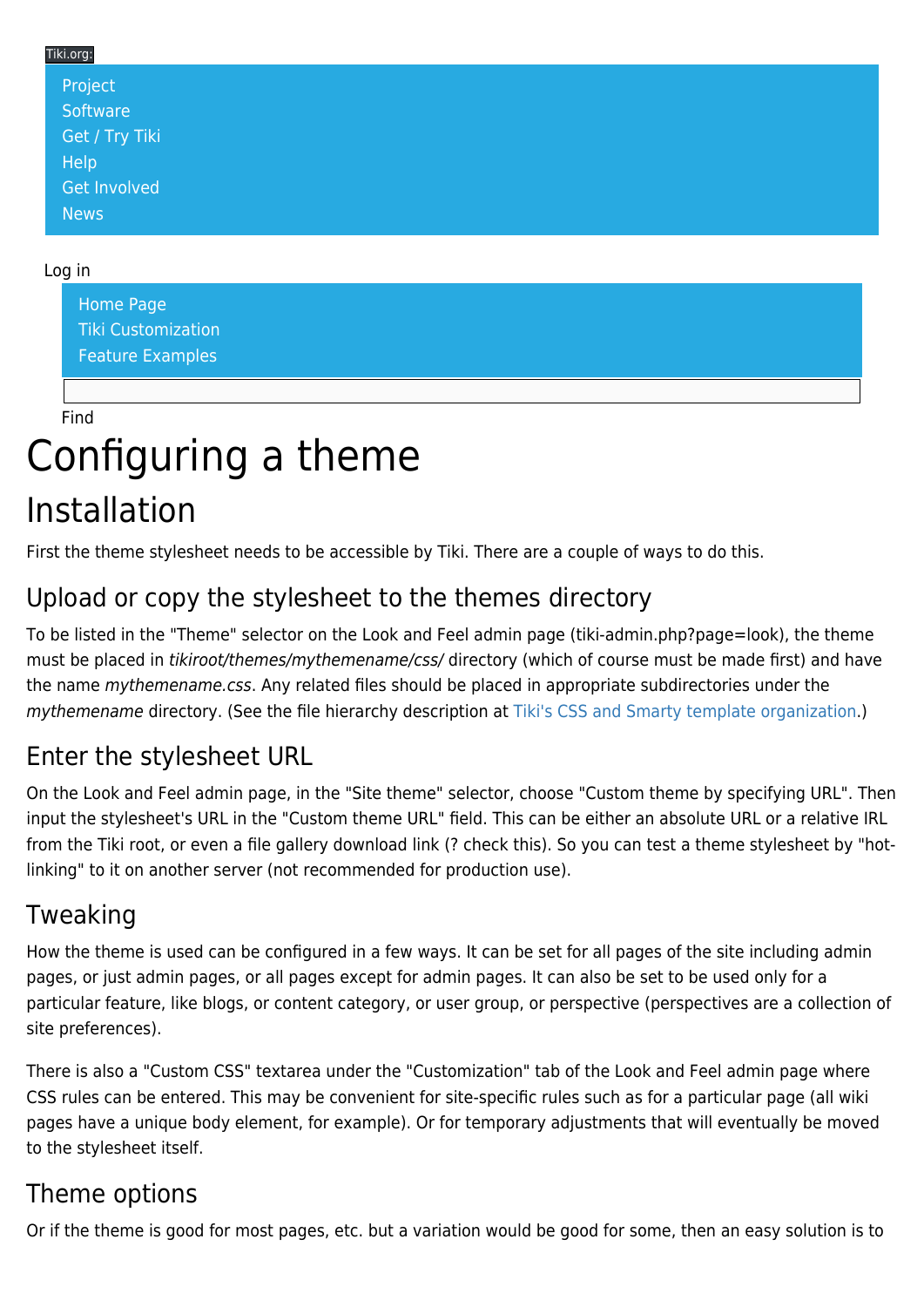Tiki.org:

- Project
- Software
- Get / Try Tiki
- Help
- Get Involved
- News

Log in

- Home Page
- Tiki Customization
- Feature Examples

Find

# Configuring a theme

## Installation

First the theme stylesheet needs to be accessible by Tiki. There are a couple of ways to do this.

### Upload or copy the stylesheet to the themes directory

To be listed in the "Theme" selector on the Look and Feel admin page (tiki-admin.php?page=look), the theme must be placed in *tikiroot/themes/mythemename/css/* directory (which of course must be made first) and have the name *mythemename.css*. Any related files should be placed in appropriate subdirectories under the *mythemename* directory. (See the file hierarchy description at Tiki's CSS and Smarty template organization.)

### Enter the stylesheet URL

On the Look and Feel admin page, in the "Site theme" selector, choose "Custom theme by specifying URL". Then input the stylesheet's URL in the "Custom theme URL" field. This can be either an absolute URL or a relative IRL from the Tiki root, or even a file gallery download link (? check this). So you can test a theme stylesheet by "hot-linking" to it on another server (not recommended for production use).

### Tweaking

How the theme is used can be configured in a few ways. It can be set for all pages of the site including admin pages, or just admin pages, or all pages except for admin pages. It can also be set to be used only for a particular feature, like blogs, or content category, or user group, or perspective (perspectives are a collection of site preferences).

There is also a "Custom CSS" textarea under the "Customization" tab of the Look and Feel admin page where CSS rules can be entered. This may be convenient for site-specific rules such as for a particular page (all wiki pages have a unique body element, for example). Or for temporary adjustments that will eventually be moved to the stylesheet itself.

### Theme options

Or if the theme is good for most pages, etc. but a variation would be good for some, then an easy solution is to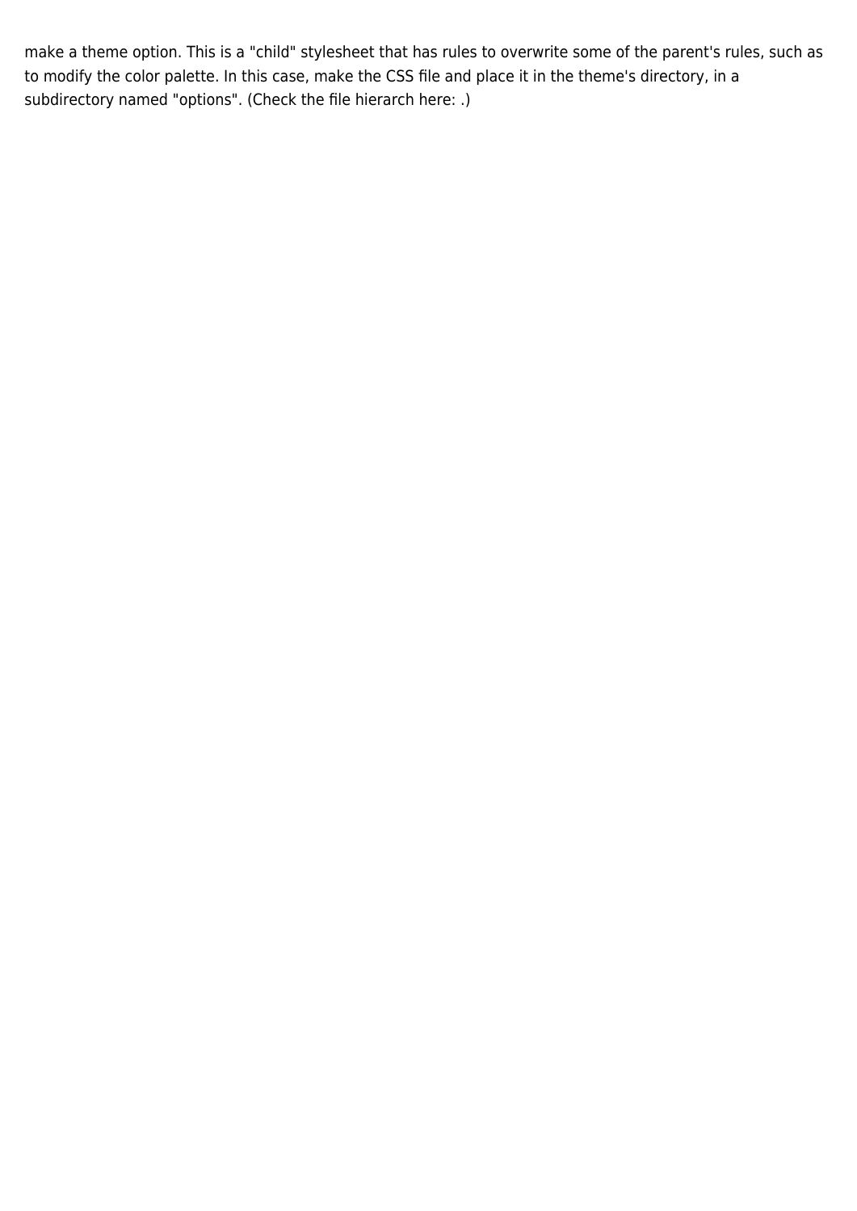make a theme option. This is a "child" stylesheet that has rules to overwrite some of the parent's rules, such as to modify the color palette. In this case, make the CSS file and place it in the theme's directory, in a subdirectory named "options". (Check the file hierarch here: .)